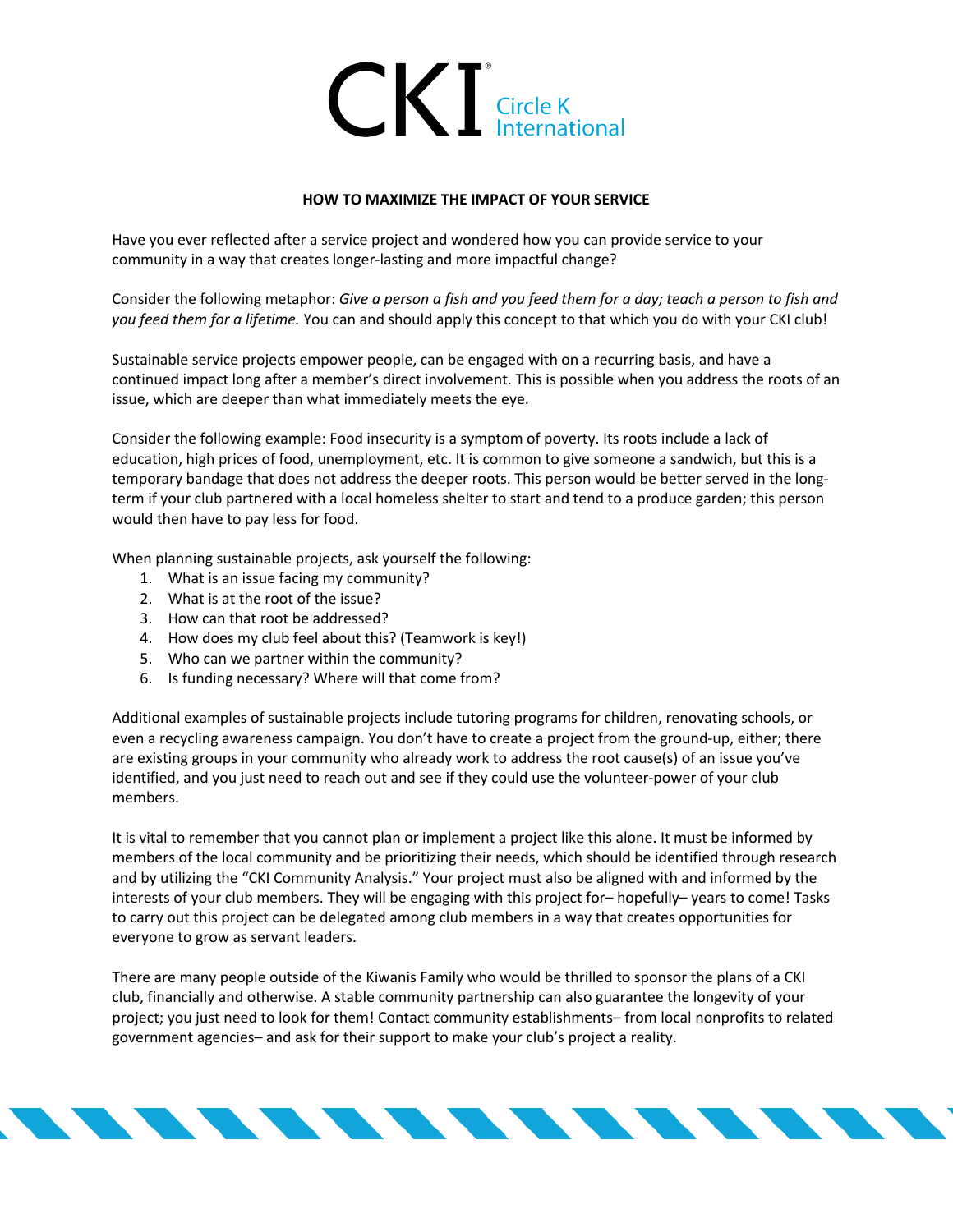# HOW TO MAXIMIZE THE IMPACT OF YOUR SERVICE

Have you ever reflected after a service project and wondered how you can provide service to your community in a way that creates longer-lasting and more impactful change?

Consider the following metaphor: *Give a person a fish and you feed them for a day; teach a person to fish and you feed them for a lifetime.* You can and should apply this concept to that which you do with your CKI club!

Sustainable service projects empower people, can be engaged with on a recurring basis, and have a continued impact long after a member's direct involvement. This is possible when you address the roots of an issue, which are deeper than what immediately meets the eye.

Consider the following example: Food insecurity is a symptom of poverty. Its roots include a lack of education, high prices of food, unemployment, etc. It is common to give someone a sandwich, but this is a temporary bandage that does not address the deeper roots. This person would be better served in the long-term if your club partnered with a local homeless shelter to start and tend to a produce garden; this person would then have to pay less for food.

When planning sustainable projects, ask yourself the following:

1. What is an issue facing my community?
2. What is at the root of the issue?
3. How can that root be addressed?
4. How does my club feel about this? (Teamwork is key!)
5. Who can we partner within the community?
6. Is funding necessary? Where will that come from?

Additional examples of sustainable projects include tutoring programs for children, renovating schools, or even a recycling awareness campaign. You don't have to create a project from the ground-up, either; there are existing groups in your community who already work to address the root cause(s) of an issue you've identified, and you just need to reach out and see if they could use the volunteer-power of your club members.

It is vital to remember that you cannot plan or implement a project like this alone. It must be informed by members of the local community and be prioritizing their needs, which should be identified through research and by utilizing the "CKI Community Analysis." Your project must also be aligned with and informed by the interests of your club members. They will be engaging with this project for– hopefully– years to come! Tasks to carry out this project can be delegated among club members in a way that creates opportunities for everyone to grow as servant leaders.

There are many people outside of the Kiwanis Family who would be thrilled to sponsor the plans of a CKI club, financially and otherwise. A stable community partnership can also guarantee the longevity of your project; you just need to look for them! Contact community establishments– from local nonprofits to related government agencies– and ask for their support to make your club's project a reality.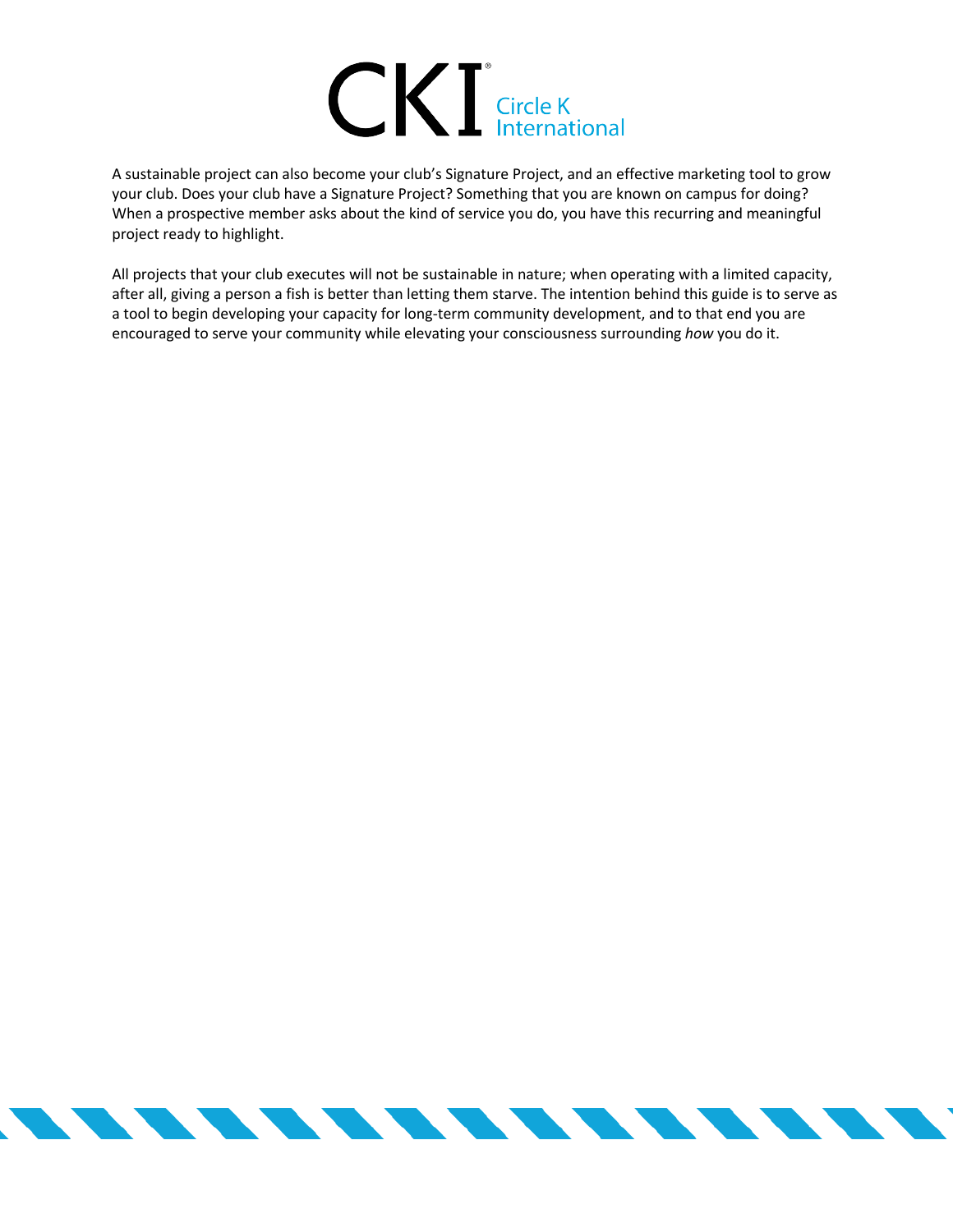A sustainable project can also become your club's Signature Project, and an effective marketing tool to grow your club. Does your club have a Signature Project? Something that you are known on campus for doing? When a prospective member asks about the kind of service you do, you have this recurring and meaningful project ready to highlight.

All projects that your club executes will not be sustainable in nature; when operating with a limited capacity, after all, giving a person a fish is better than letting them starve. The intention behind this guide is to serve as a tool to begin developing your capacity for long-term community development, and to that end you are encouraged to serve your community while elevating your consciousness surrounding *how* you do it.